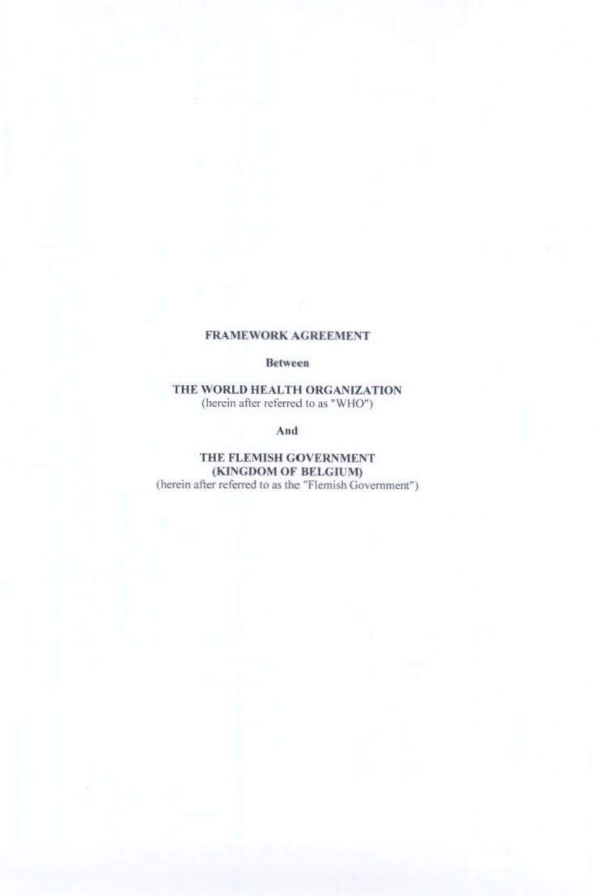# FRAMEWORK AGREEMENT

**Between**

**THE WORLD HEALTH ORGANIZATION**
(herein after referred to as "WHO")

**And**

**THE FLEMISH GOVERNMENT**
**(KINGDOM OF BELGIUM)**
(herein after referred to as the "Flemish Government")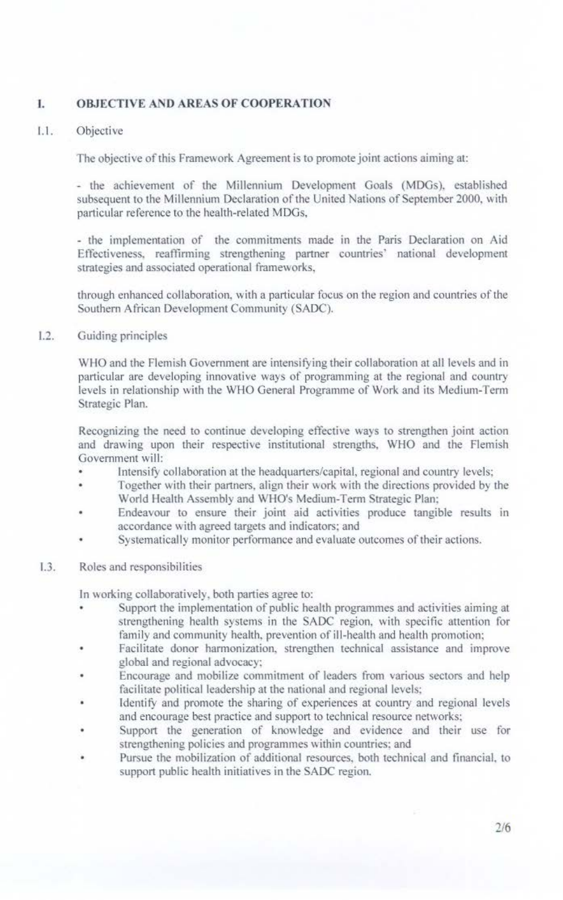## I. OBJECTIVE AND AREAS OF COOPERATION

### I.1. Objective

The objective of this Framework Agreement is to promote joint actions aiming at:

- the achievement of the Millennium Development Goals (MDGs), established subsequent to the Millennium Declaration of the United Nations of September 2000, with particular reference to the health-related MDGs,

- the implementation of the commitments made in the Paris Declaration on Aid Effectiveness, reaffirming strengthening partner countries' national development strategies and associated operational frameworks,

through enhanced collaboration, with a particular focus on the region and countries of the Southern African Development Community (SADC).

### I.2. Guiding principles

WHO and the Flemish Government are intensifying their collaboration at all levels and in particular are developing innovative ways of programming at the regional and country levels in relationship with the WHO General Programme of Work and its Medium-Term Strategic Plan.

Recognizing the need to continue developing effective ways to strengthen joint action and drawing upon their respective institutional strengths, WHO and the Flemish Government will:

- Intensify collaboration at the headquarters/capital, regional and country levels;
- Together with their partners, align their work with the directions provided by the World Health Assembly and WHO's Medium-Term Strategic Plan;
- Endeavour to ensure their joint aid activities produce tangible results in accordance with agreed targets and indicators; and
- Systematically monitor performance and evaluate outcomes of their actions.

### I.3. Roles and responsibilities

In working collaboratively, both parties agree to:

- Support the implementation of public health programmes and activities aiming at strengthening health systems in the SADC region, with specific attention for family and community health, prevention of ill-health and health promotion;
- Facilitate donor harmonization, strengthen technical assistance and improve global and regional advocacy;
- Encourage and mobilize commitment of leaders from various sectors and help facilitate political leadership at the national and regional levels;
- Identify and promote the sharing of experiences at country and regional levels and encourage best practice and support to technical resource networks;
- Support the generation of knowledge and evidence and their use for strengthening policies and programmes within countries; and
- Pursue the mobilization of additional resources, both technical and financial, to support public health initiatives in the SADC region.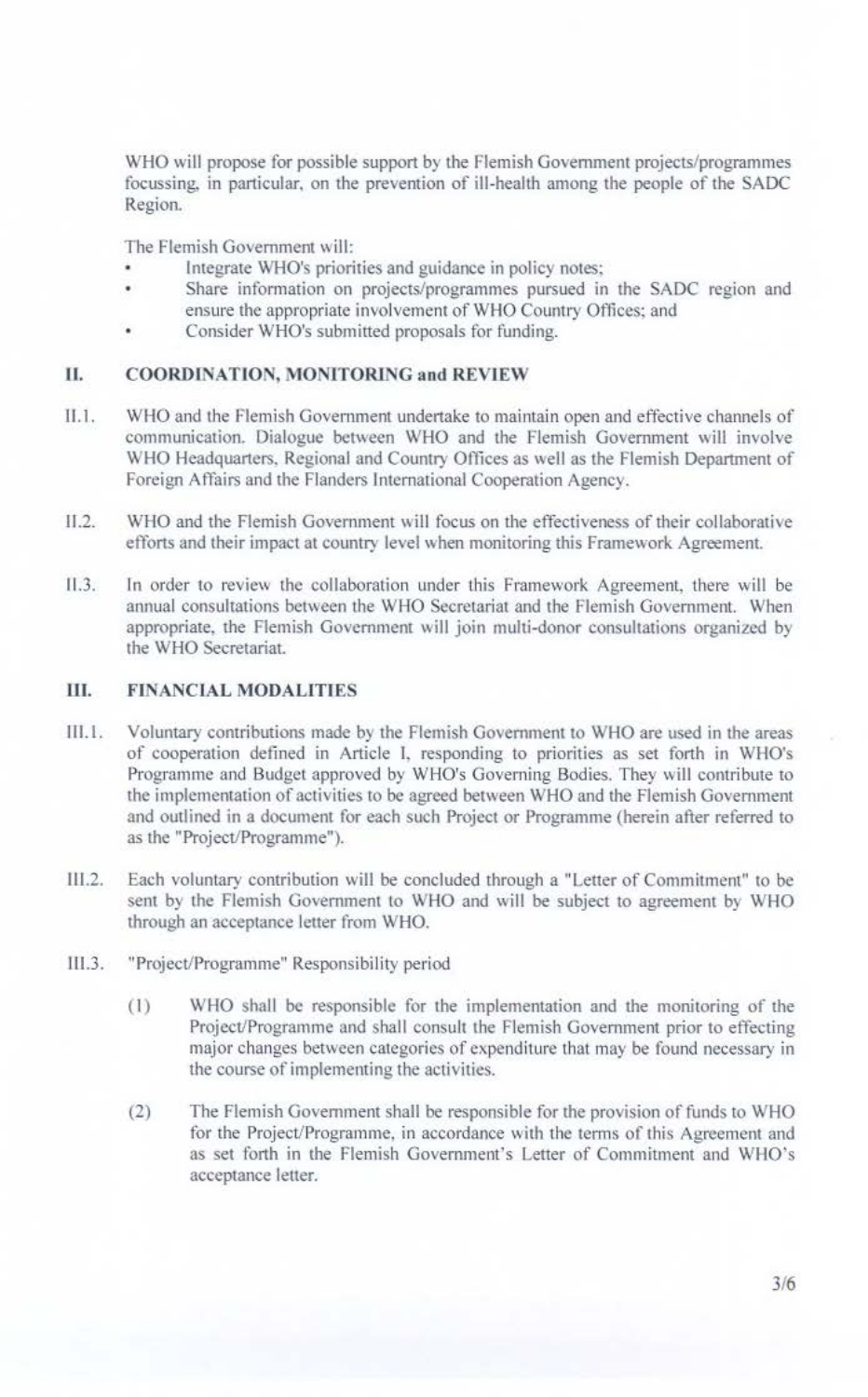WHO will propose for possible support by the Flemish Government projects/programmes focussing, in particular, on the prevention of ill-health among the people of the SADC Region.

The Flemish Government will:

- Integrate WHO's priorities and guidance in policy notes;
- Share information on projects/programmes pursued in the SADC region and ensure the appropriate involvement of WHO Country Offices; and
- Consider WHO's submitted proposals for funding.

## II. COORDINATION, MONITORING and REVIEW

II.1. WHO and the Flemish Government undertake to maintain open and effective channels of communication. Dialogue between WHO and the Flemish Government will involve WHO Headquarters, Regional and Country Offices as well as the Flemish Department of Foreign Affairs and the Flanders International Cooperation Agency.

II.2. WHO and the Flemish Government will focus on the effectiveness of their collaborative efforts and their impact at country level when monitoring this Framework Agreement.

II.3. In order to review the collaboration under this Framework Agreement, there will be annual consultations between the WHO Secretariat and the Flemish Government. When appropriate, the Flemish Government will join multi-donor consultations organized by the WHO Secretariat.

## III. FINANCIAL MODALITIES

III.1. Voluntary contributions made by the Flemish Government to WHO are used in the areas of cooperation defined in Article I, responding to priorities as set forth in WHO's Programme and Budget approved by WHO's Governing Bodies. They will contribute to the implementation of activities to be agreed between WHO and the Flemish Government and outlined in a document for each such Project or Programme (herein after referred to as the "Project/Programme").

III.2. Each voluntary contribution will be concluded through a "Letter of Commitment" to be sent by the Flemish Government to WHO and will be subject to agreement by WHO through an acceptance letter from WHO.

III.3. "Project/Programme" Responsibility period

(1) WHO shall be responsible for the implementation and the monitoring of the Project/Programme and shall consult the Flemish Government prior to effecting major changes between categories of expenditure that may be found necessary in the course of implementing the activities.

(2) The Flemish Government shall be responsible for the provision of funds to WHO for the Project/Programme, in accordance with the terms of this Agreement and as set forth in the Flemish Government's Letter of Commitment and WHO's acceptance letter.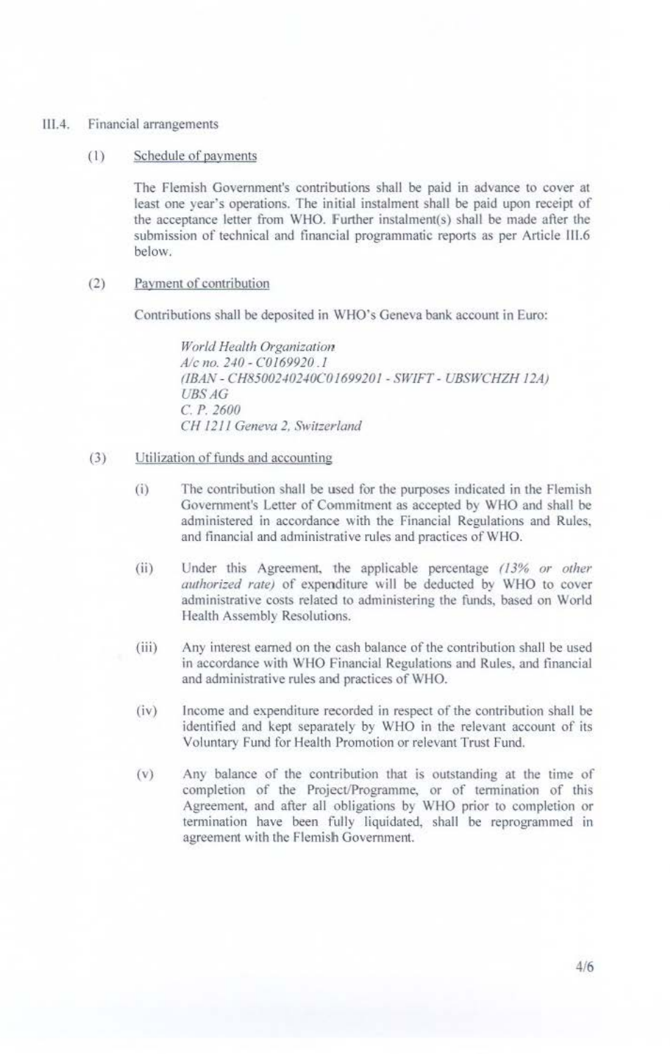III.4. Financial arrangements

(1) Schedule of payments

The Flemish Government's contributions shall be paid in advance to cover at least one year's operations. The initial instalment shall be paid upon receipt of the acceptance letter from WHO. Further instalment(s) shall be made after the submission of technical and financial programmatic reports as per Article III.6 below.

(2) Payment of contribution

Contributions shall be deposited in WHO's Geneva bank account in Euro:

*World Health Organization*
*A/c no. 240 - C0169920.1*
*(IBAN - CH8500240240C01699201 - SWIFT - UBSWCHZH 12A)*
*UBS AG*
*C. P. 2600*
*CH 1211 Geneva 2, Switzerland*

(3) Utilization of funds and accounting

(i) The contribution shall be used for the purposes indicated in the Flemish Government's Letter of Commitment as accepted by WHO and shall be administered in accordance with the Financial Regulations and Rules, and financial and administrative rules and practices of WHO.

(ii) Under this Agreement, the applicable percentage *(13% or other authorized rate)* of expenditure will be deducted by WHO to cover administrative costs related to administering the funds, based on World Health Assembly Resolutions.

(iii) Any interest earned on the cash balance of the contribution shall be used in accordance with WHO Financial Regulations and Rules, and financial and administrative rules and practices of WHO.

(iv) Income and expenditure recorded in respect of the contribution shall be identified and kept separately by WHO in the relevant account of its Voluntary Fund for Health Promotion or relevant Trust Fund.

(v) Any balance of the contribution that is outstanding at the time of completion of the Project/Programme, or of termination of this Agreement, and after all obligations by WHO prior to completion or termination have been fully liquidated, shall be reprogrammed in agreement with the Flemish Government.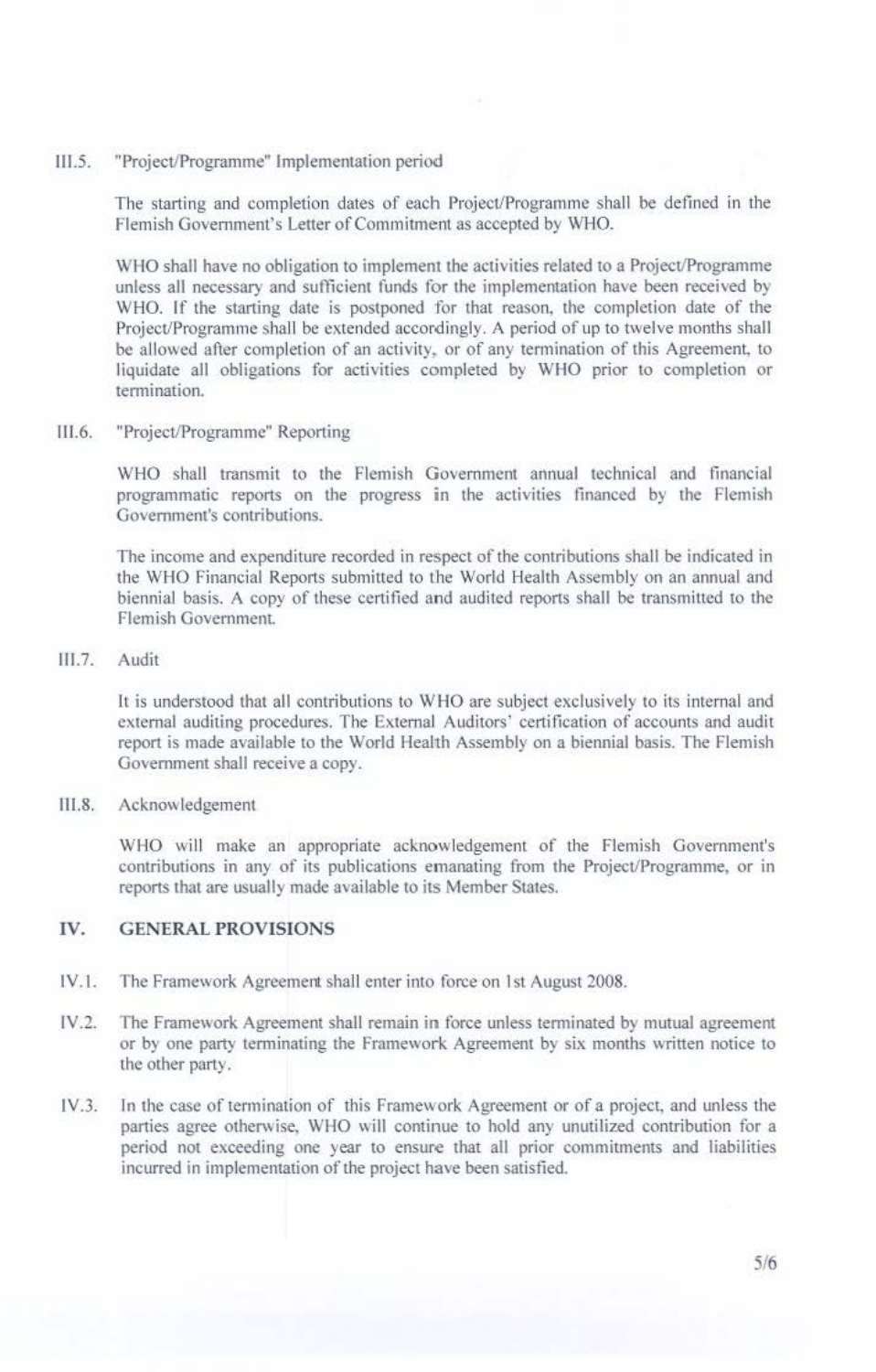III.5. "Project/Programme" Implementation period

The starting and completion dates of each Project/Programme shall be defined in the Flemish Government's Letter of Commitment as accepted by WHO.

WHO shall have no obligation to implement the activities related to a Project/Programme unless all necessary and sufficient funds for the implementation have been received by WHO. If the starting date is postponed for that reason, the completion date of the Project/Programme shall be extended accordingly. A period of up to twelve months shall be allowed after completion of an activity, or of any termination of this Agreement, to liquidate all obligations for activities completed by WHO prior to completion or termination.

III.6. "Project/Programme" Reporting

WHO shall transmit to the Flemish Government annual technical and financial programmatic reports on the progress in the activities financed by the Flemish Government's contributions.

The income and expenditure recorded in respect of the contributions shall be indicated in the WHO Financial Reports submitted to the World Health Assembly on an annual and biennial basis. A copy of these certified and audited reports shall be transmitted to the Flemish Government.

III.7. Audit

It is understood that all contributions to WHO are subject exclusively to its internal and external auditing procedures. The External Auditors' certification of accounts and audit report is made available to the World Health Assembly on a biennial basis. The Flemish Government shall receive a copy.

III.8. Acknowledgement

WHO will make an appropriate acknowledgement of the Flemish Government's contributions in any of its publications emanating from the Project/Programme, or in reports that are usually made available to its Member States.

## IV. GENERAL PROVISIONS

IV.1. The Framework Agreement shall enter into force on 1st August 2008.

IV.2. The Framework Agreement shall remain in force unless terminated by mutual agreement or by one party terminating the Framework Agreement by six months written notice to the other party.

IV.3. In the case of termination of this Framework Agreement or of a project, and unless the parties agree otherwise, WHO will continue to hold any unutilized contribution for a period not exceeding one year to ensure that all prior commitments and liabilities incurred in implementation of the project have been satisfied.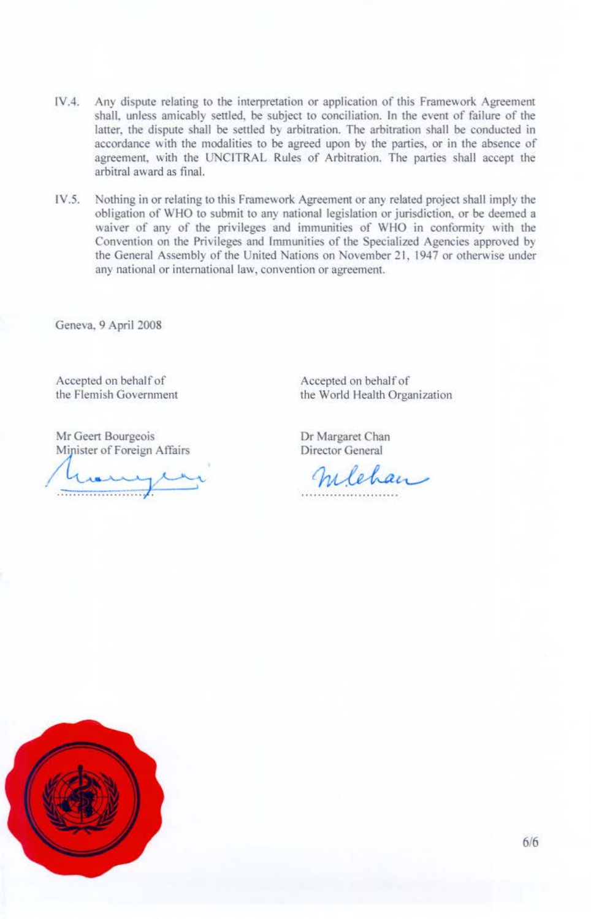IV.4. Any dispute relating to the interpretation or application of this Framework Agreement shall, unless amicably settled, be subject to conciliation. In the event of failure of the latter, the dispute shall be settled by arbitration. The arbitration shall be conducted in accordance with the modalities to be agreed upon by the parties, or in the absence of agreement, with the UNCITRAL Rules of Arbitration. The parties shall accept the arbitral award as final.

IV.5. Nothing in or relating to this Framework Agreement or any related project shall imply the obligation of WHO to submit to any national legislation or jurisdiction, or be deemed a waiver of any of the privileges and immunities of WHO in conformity with the Convention on the Privileges and Immunities of the Specialized Agencies approved by the General Assembly of the United Nations on November 21, 1947 or otherwise under any national or international law, convention or agreement.

Geneva, 9 April 2008

Accepted on behalf of
the Flemish Government

Mr Geert Bourgeois
Minister of Foreign Affairs

Accepted on behalf of
the World Health Organization

Dr Margaret Chan
Director General